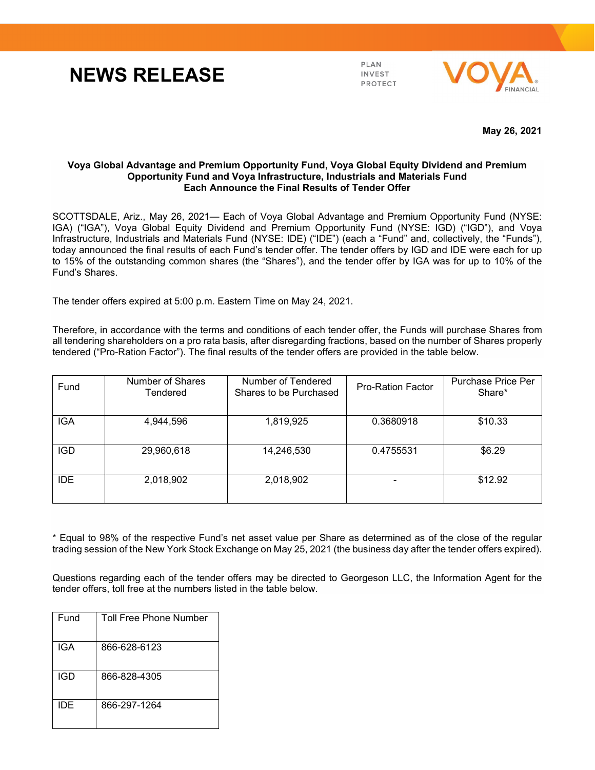# NEWS RELEASE

PLAN
INVEST
PROTECT

VOYA FINANCIAL

**May 26, 2021**

**Voya Global Advantage and Premium Opportunity Fund, Voya Global Equity Dividend and Premium Opportunity Fund and Voya Infrastructure, Industrials and Materials Fund Each Announce the Final Results of Tender Offer**

SCOTTSDALE, Ariz., May 26, 2021— Each of Voya Global Advantage and Premium Opportunity Fund (NYSE: IGA) ("IGA"), Voya Global Equity Dividend and Premium Opportunity Fund (NYSE: IGD) ("IGD"), and Voya Infrastructure, Industrials and Materials Fund (NYSE: IDE) ("IDE") (each a "Fund" and, collectively, the "Funds"), today announced the final results of each Fund's tender offer. The tender offers by IGD and IDE were each for up to 15% of the outstanding common shares (the "Shares"), and the tender offer by IGA was for up to 10% of the Fund's Shares.

The tender offers expired at 5:00 p.m. Eastern Time on May 24, 2021.

Therefore, in accordance with the terms and conditions of each tender offer, the Funds will purchase Shares from all tendering shareholders on a pro rata basis, after disregarding fractions, based on the number of Shares properly tendered ("Pro-Ration Factor"). The final results of the tender offers are provided in the table below.

| Fund | Number of Shares Tendered | Number of Tendered Shares to be Purchased | Pro-Ration Factor | Purchase Price Per Share* |
|---|---|---|---|---|
| IGA | 4,944,596 | 1,819,925 | 0.3680918 | $10.33 |
| IGD | 29,960,618 | 14,246,530 | 0.4755531 | $6.29 |
| IDE | 2,018,902 | 2,018,902 | - | $12.92 |

* Equal to 98% of the respective Fund's net asset value per Share as determined as of the close of the regular trading session of the New York Stock Exchange on May 25, 2021 (the business day after the tender offers expired).

Questions regarding each of the tender offers may be directed to Georgeson LLC, the Information Agent for the tender offers, toll free at the numbers listed in the table below.

| Fund | Toll Free Phone Number |
|---|---|
| IGA | 866-628-6123 |
| IGD | 866-828-4305 |
| IDE | 866-297-1264 |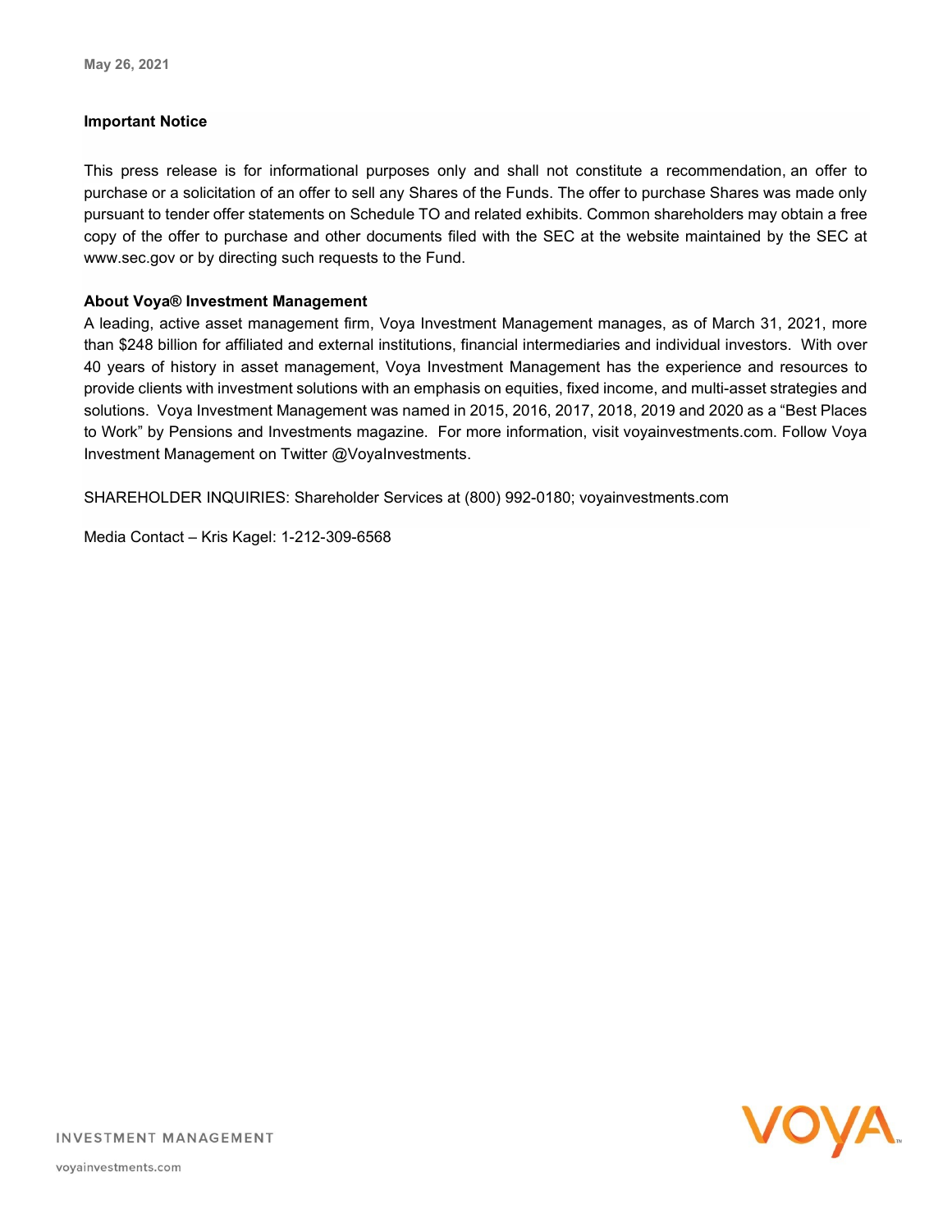May 26, 2021

**Important Notice**

This press release is for informational purposes only and shall not constitute a recommendation, an offer to purchase or a solicitation of an offer to sell any Shares of the Funds. The offer to purchase Shares was made only pursuant to tender offer statements on Schedule TO and related exhibits. Common shareholders may obtain a free copy of the offer to purchase and other documents filed with the SEC at the website maintained by the SEC at www.sec.gov or by directing such requests to the Fund.

**About Voya® Investment Management**

A leading, active asset management firm, Voya Investment Management manages, as of March 31, 2021, more than $248 billion for affiliated and external institutions, financial intermediaries and individual investors. With over 40 years of history in asset management, Voya Investment Management has the experience and resources to provide clients with investment solutions with an emphasis on equities, fixed income, and multi-asset strategies and solutions. Voya Investment Management was named in 2015, 2016, 2017, 2018, 2019 and 2020 as a "Best Places to Work" by Pensions and Investments magazine. For more information, visit voyainvestments.com. Follow Voya Investment Management on Twitter @VoyaInvestments.

SHAREHOLDER INQUIRIES: Shareholder Services at (800) 992-0180; voyainvestments.com

Media Contact – Kris Kagel: 1-212-309-6568